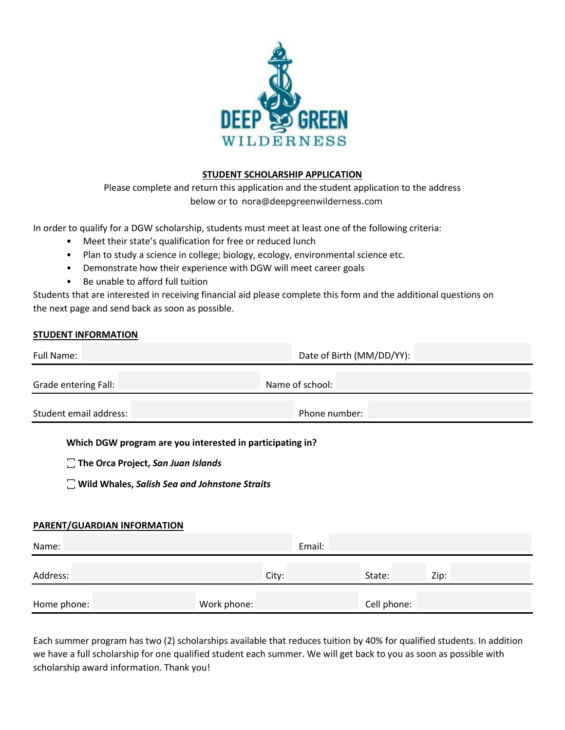DEEP GREEN WILDERNESS

## STUDENT SCHOLARSHIP APPLICATION

Please complete and return this application and the student application to the address below or to nora@deepgreenwilderness.com

In order to qualify for a DGW scholarship, students must meet at least one of the following criteria:

- Meet their state's qualification for free or reduced lunch
- Plan to study a science in college; biology, ecology, environmental science etc.
- Demonstrate how their experience with DGW will meet career goals
- Be unable to afford full tuition

Students that are interested in receiving financial aid please complete this form and the additional questions on the next page and send back as soon as possible.

### STUDENT INFORMATION

Full Name: ______________________ Date of Birth (MM/DD/YY): ______________________

Grade entering Fall: ______________________ Name of school: ______________________

Student email address: ______________________ Phone number: ______________________

**Which DGW program are you interested in participating in?**

☐ **The Orca Project, *San Juan Islands***

☐ **Wild Whales, *Salish Sea and Johnstone Straits***

### PARENT/GUARDIAN INFORMATION

Name: ______________________ Email: ______________________

Address: ______________________ City: __________ State: ______ Zip: __________

Home phone: ______________ Work phone: ______________ Cell phone: ______________

Each summer program has two (2) scholarships available that reduces tuition by 40% for qualified students. In addition we have a full scholarship for one qualified student each summer. We will get back to you as soon as possible with scholarship award information. Thank you!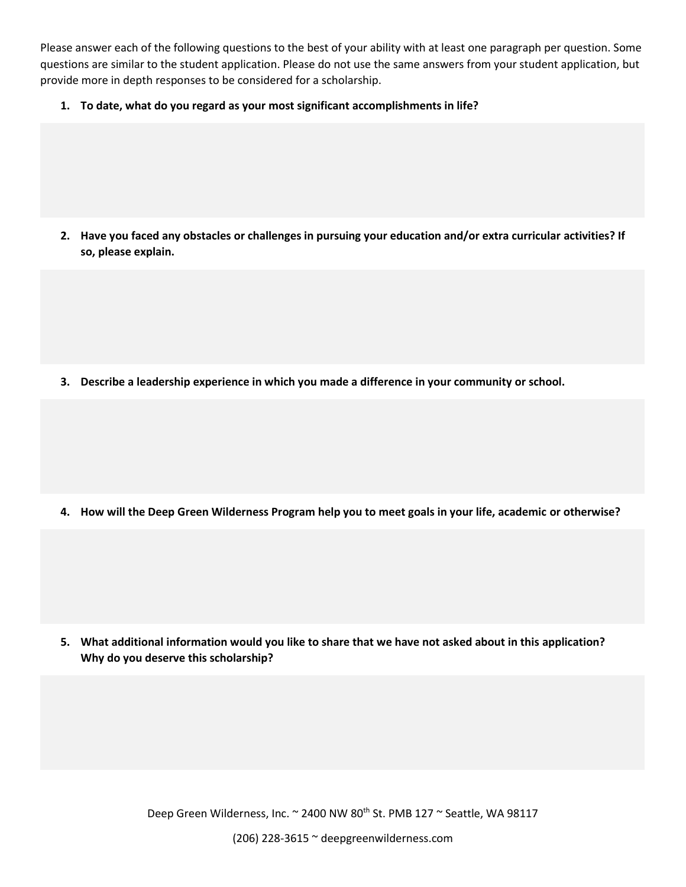Please answer each of the following questions to the best of your ability with at least one paragraph per question. Some questions are similar to the student application. Please do not use the same answers from your student application, but provide more in depth responses to be considered for a scholarship.

1. **To date, what do you regard as your most significant accomplishments in life?**

2. **Have you faced any obstacles or challenges in pursuing your education and/or extra curricular activities? If so, please explain.**

3. **Describe a leadership experience in which you made a difference in your community or school.**

4. **How will the Deep Green Wilderness Program help you to meet goals in your life, academic or otherwise?**

5. **What additional information would you like to share that we have not asked about in this application? Why do you deserve this scholarship?**

Deep Green Wilderness, Inc. ~ 2400 NW 80th St. PMB 127 ~ Seattle, WA 98117

(206) 228-3615 ~ deepgreenwilderness.com